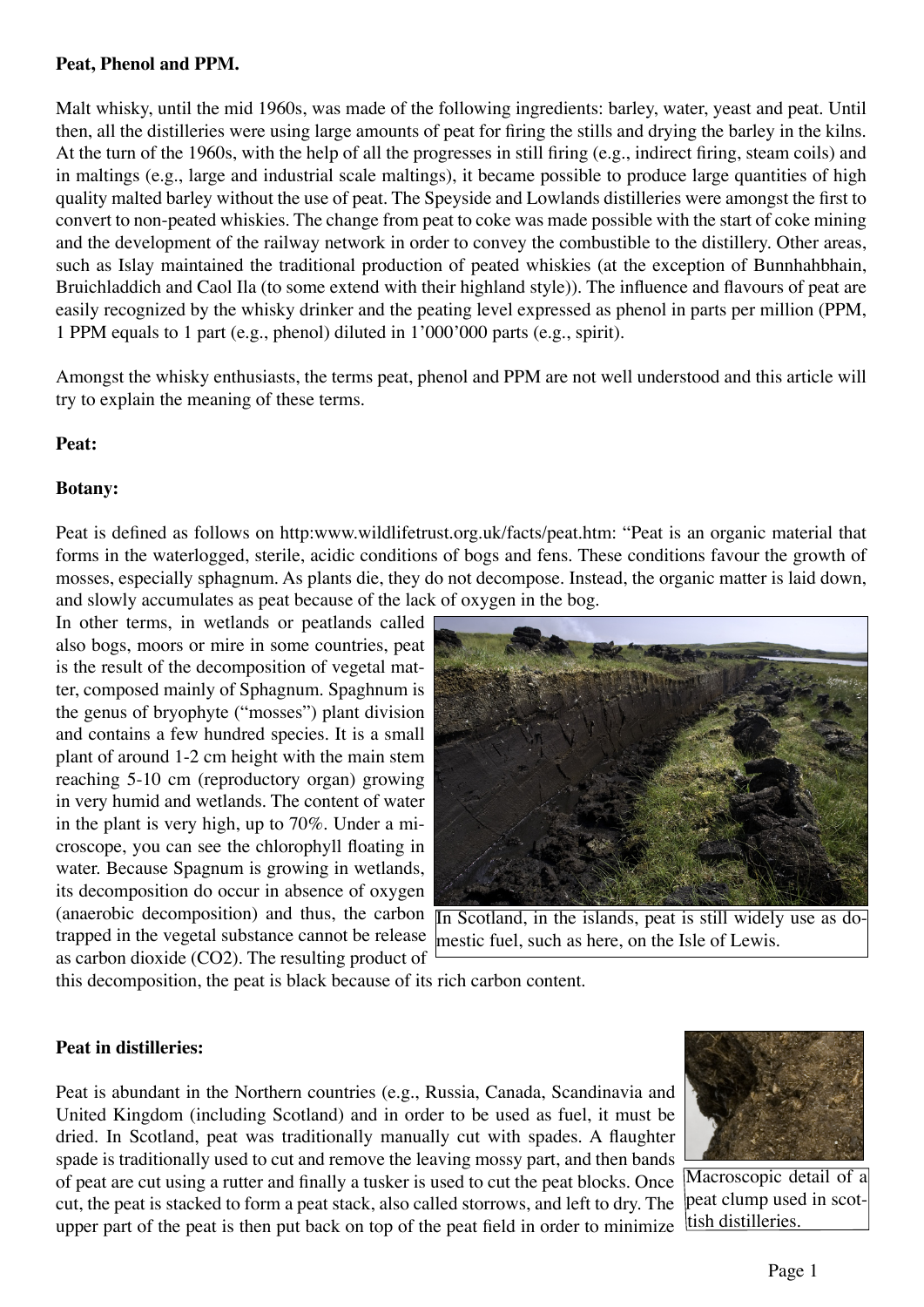**Peat, Phenol and PPM.**

Malt whisky, until the mid 1960s, was made of the following ingredients: barley, water, yeast and peat. Until then, all the distilleries were using large amounts of peat for firing the stills and drying the barley in the kilns. At the turn of the 1960s, with the help of all the progresses in still firing (e.g., indirect firing, steam coils) and in maltings (e.g., large and industrial scale maltings), it became possible to produce large quantities of high quality malted barley without the use of peat. The Speyside and Lowlands distilleries were amongst the first to convert to non-peated whiskies. The change from peat to coke was made possible with the start of coke mining and the development of the railway network in order to convey the combustible to the distillery. Other areas, such as Islay maintained the traditional production of peated whiskies (at the exception of Bunnhahbhain, Bruichladdich and Caol Ila (to some extend with their highland style)). The influence and flavours of peat are easily recognized by the whisky drinker and the peating level expressed as phenol in parts per million (PPM, 1 PPM equals to 1 part (e.g., phenol) diluted in 1'000'000 parts (e.g., spirit).

Amongst the whisky enthusiasts, the terms peat, phenol and PPM are not well understood and this article will try to explain the meaning of these terms.

**Peat:**

**Botany:**

Peat is defined as follows on http:www.wildlifetrust.org.uk/facts/peat.htm: "Peat is an organic material that forms in the waterlogged, sterile, acidic conditions of bogs and fens. These conditions favour the growth of mosses, especially sphagnum. As plants die, they do not decompose. Instead, the organic matter is laid down, and slowly accumulates as peat because of the lack of oxygen in the bog.

In other terms, in wetlands or peatlands called also bogs, moors or mire in some countries, peat is the result of the decomposition of vegetal matter, composed mainly of Sphagnum. Spaghnum is the genus of bryophyte ("mosses") plant division and contains a few hundred species. It is a small plant of around 1-2 cm height with the main stem reaching 5-10 cm (reproductory organ) growing in very humid and wetlands. The content of water in the plant is very high, up to 70%. Under a microscope, you can see the chlorophyll floating in water. Because Spagnum is growing in wetlands, its decomposition do occur in absence of oxygen (anaerobic decomposition) and thus, the carbon trapped in the vegetal substance cannot be release as carbon dioxide ($CO_2$). The resulting product of this decomposition, the peat is black because of its rich carbon content.

In Scotland, in the islands, peat is still widely use as domestic fuel, such as here, on the Isle of Lewis.

**Peat in distilleries:**

Peat is abundant in the Northern countries (e.g., Russia, Canada, Scandinavia and United Kingdom (including Scotland) and in order to be used as fuel, it must be dried. In Scotland, peat was traditionally manually cut with spades. A flaughter spade is traditionally used to cut and remove the leaving mossy part, and then bands of peat are cut using a rutter and finally a tusker is used to cut the peat blocks. Once cut, the peat is stacked to form a peat stack, also called storrows, and left to dry. The upper part of the peat is then put back on top of the peat field in order to minimize

Macroscopic detail of a peat clump used in scottish distilleries.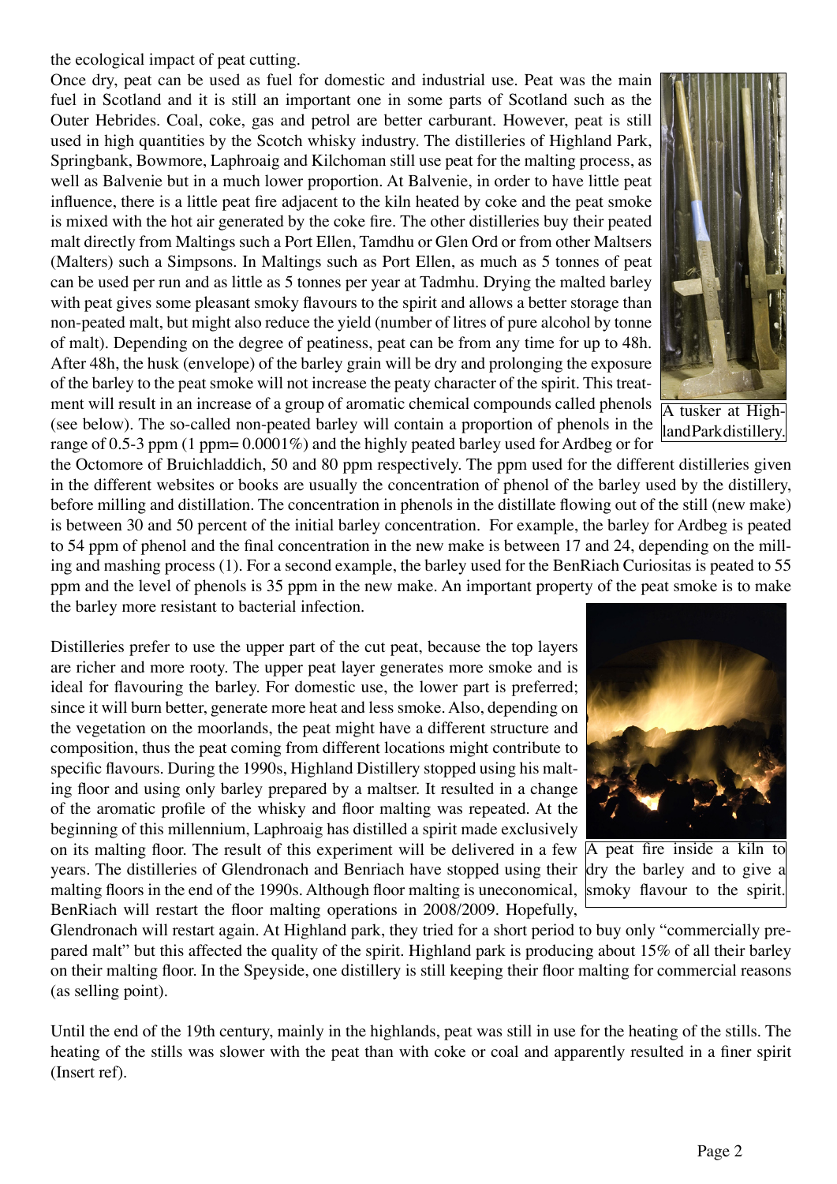the ecological impact of peat cutting.

Once dry, peat can be used as fuel for domestic and industrial use. Peat was the main fuel in Scotland and it is still an important one in some parts of Scotland such as the Outer Hebrides. Coal, coke, gas and petrol are better carburant. However, peat is still used in high quantities by the Scotch whisky industry. The distilleries of Highland Park, Springbank, Bowmore, Laphroaig and Kilchoman still use peat for the malting process, as well as Balvenie but in a much lower proportion. At Balvenie, in order to have little peat influence, there is a little peat fire adjacent to the kiln heated by coke and the peat smoke is mixed with the hot air generated by the coke fire. The other distilleries buy their peated malt directly from Maltings such a Port Ellen, Tamdhu or Glen Ord or from other Maltsers (Malters) such a Simpsons. In Maltings such as Port Ellen, as much as 5 tonnes of peat can be used per run and as little as 5 tonnes per year at Tadmhu. Drying the malted barley with peat gives some pleasant smoky flavours to the spirit and allows a better storage than non-peated malt, but might also reduce the yield (number of litres of pure alcohol by tonne of malt). Depending on the degree of peatiness, peat can be from any time for up to 48h. After 48h, the husk (envelope) of the barley grain will be dry and prolonging the exposure of the barley to the peat smoke will not increase the peaty character of the spirit. This treatment will result in an increase of a group of aromatic chemical compounds called phenols (see below). The so-called non-peated barley will contain a proportion of phenols in the range of 0.5-3 ppm (1 ppm= 0.0001%) and the highly peated barley used for Ardbeg or for the Octomore of Bruichladdich, 50 and 80 ppm respectively. The ppm used for the different distilleries given in the different websites or books are usually the concentration of phenol of the barley used by the distillery, before milling and distillation. The concentration in phenols in the distillate flowing out of the still (new make) is between 30 and 50 percent of the initial barley concentration. For example, the barley for Ardbeg is peated to 54 ppm of phenol and the final concentration in the new make is between 17 and 24, depending on the milling and mashing process (1). For a second example, the barley used for the BenRiach Curiositas is peated to 55 ppm and the level of phenols is 35 ppm in the new make. An important property of the peat smoke is to make the barley more resistant to bacterial infection.

A tusker at HighlandPark distillery.

Distilleries prefer to use the upper part of the cut peat, because the top layers are richer and more rooty. The upper peat layer generates more smoke and is ideal for flavouring the barley. For domestic use, the lower part is preferred; since it will burn better, generate more heat and less smoke. Also, depending on the vegetation on the moorlands, the peat might have a different structure and composition, thus the peat coming from different locations might contribute to specific flavours. During the 1990s, Highland Distillery stopped using his malting floor and using only barley prepared by a maltser. It resulted in a change of the aromatic profile of the whisky and floor malting was repeated. At the beginning of this millennium, Laphroaig has distilled a spirit made exclusively on its malting floor. The result of this experiment will be delivered in a few years. The distilleries of Glendronach and Benriach have stopped using their malting floors in the end of the 1990s. Although floor malting is uneconomical, BenRiach will restart the floor malting operations in 2008/2009. Hopefully, Glendronach will restart again. At Highland park, they tried for a short period to buy only "commercially prepared malt" but this affected the quality of the spirit. Highland park is producing about 15% of all their barley on their malting floor. In the Speyside, one distillery is still keeping their floor malting for commercial reasons (as selling point).

A peat fire inside a kiln to dry the barley and to give a smoky flavour to the spirit.

Until the end of the 19th century, mainly in the highlands, peat was still in use for the heating of the stills. The heating of the stills was slower with the peat than with coke or coal and apparently resulted in a finer spirit (Insert ref).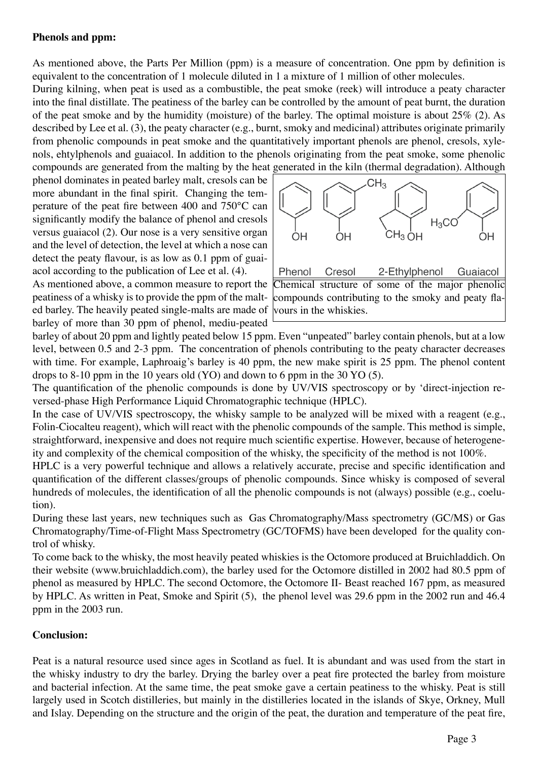**Phenols and ppm:**

As mentioned above, the Parts Per Million (ppm) is a measure of concentration. One ppm by definition is equivalent to the concentration of 1 molecule diluted in 1 a mixture of 1 million of other molecules.

During kilning, when peat is used as a combustible, the peat smoke (reek) will introduce a peaty character into the final distillate. The peatiness of the barley can be controlled by the amount of peat burnt, the duration of the peat smoke and by the humidity (moisture) of the barley. The optimal moisture is about 25% (2). As described by Lee et al. (3), the peaty character (e.g., burnt, smoky and medicinal) attributes originate primarily from phenolic compounds in peat smoke and the quantitatively important phenols are phenol, cresols, xylenols, ehtylphenols and guaiacol. In addition to the phenols originating from the peat smoke, some phenolic compounds are generated from the malting by the heat generated in the kiln (thermal degradation). Although phenol dominates in peated barley malt, cresols can be more abundant in the final spirit. Changing the temperature of the peat fire between 400 and 750°C can significantly modify the balance of phenol and cresols versus guaiacol (2). Our nose is a very sensitive organ and the level of detection, the level at which a nose can detect the peaty flavour, is as low as 0.1 ppm of guaiacol according to the publication of Lee et al. (4).

Phenol Cresol 2-Ethylphenol Guaiacol

Chemical structure of some of the major phenolic compounds contributing to the smoky and peaty flavours in the whiskies.

As mentioned above, a common measure to report the peatiness of a whisky is to provide the ppm of the malted barley. The heavily peated single-malts are made of barley of more than 30 ppm of phenol, mediu-peated barley of about 20 ppm and lightly peated below 15 ppm. Even "unpeated" barley contain phenols, but at a low level, between 0.5 and 2-3 ppm. The concentration of phenols contributing to the peaty character decreases with time. For example, Laphroaig's barley is 40 ppm, the new make spirit is 25 ppm. The phenol content drops to 8-10 ppm in the 10 years old (YO) and down to 6 ppm in the 30 YO (5).

The quantification of the phenolic compounds is done by UV/VIS spectroscopy or by 'direct-injection reversed-phase High Performance Liquid Chromatographic technique (HPLC).

In the case of UV/VIS spectroscopy, the whisky sample to be analyzed will be mixed with a reagent (e.g., Folin-Ciocalteu reagent), which will react with the phenolic compounds of the sample. This method is simple, straightforward, inexpensive and does not require much scientific expertise. However, because of heterogeneity and complexity of the chemical composition of the whisky, the specificity of the method is not 100%.

HPLC is a very powerful technique and allows a relatively accurate, precise and specific identification and quantification of the different classes/groups of phenolic compounds. Since whisky is composed of several hundreds of molecules, the identification of all the phenolic compounds is not (always) possible (e.g., coelution).

During these last years, new techniques such as Gas Chromatography/Mass spectrometry (GC/MS) or Gas Chromatography/Time-of-Flight Mass Spectrometry (GC/TOFMS) have been developed for the quality control of whisky.

To come back to the whisky, the most heavily peated whiskies is the Octomore produced at Bruichladdich. On their website (www.bruichladdich.com), the barley used for the Octomore distilled in 2002 had 80.5 ppm of phenol as measured by HPLC. The second Octomore, the Octomore II- Beast reached 167 ppm, as measured by HPLC. As written in Peat, Smoke and Spirit (5), the phenol level was 29.6 ppm in the 2002 run and 46.4 ppm in the 2003 run.

**Conclusion:**

Peat is a natural resource used since ages in Scotland as fuel. It is abundant and was used from the start in the whisky industry to dry the barley. Drying the barley over a peat fire protected the barley from moisture and bacterial infection. At the same time, the peat smoke gave a certain peatiness to the whisky. Peat is still largely used in Scotch distilleries, but mainly in the distilleries located in the islands of Skye, Orkney, Mull and Islay. Depending on the structure and the origin of the peat, the duration and temperature of the peat fire,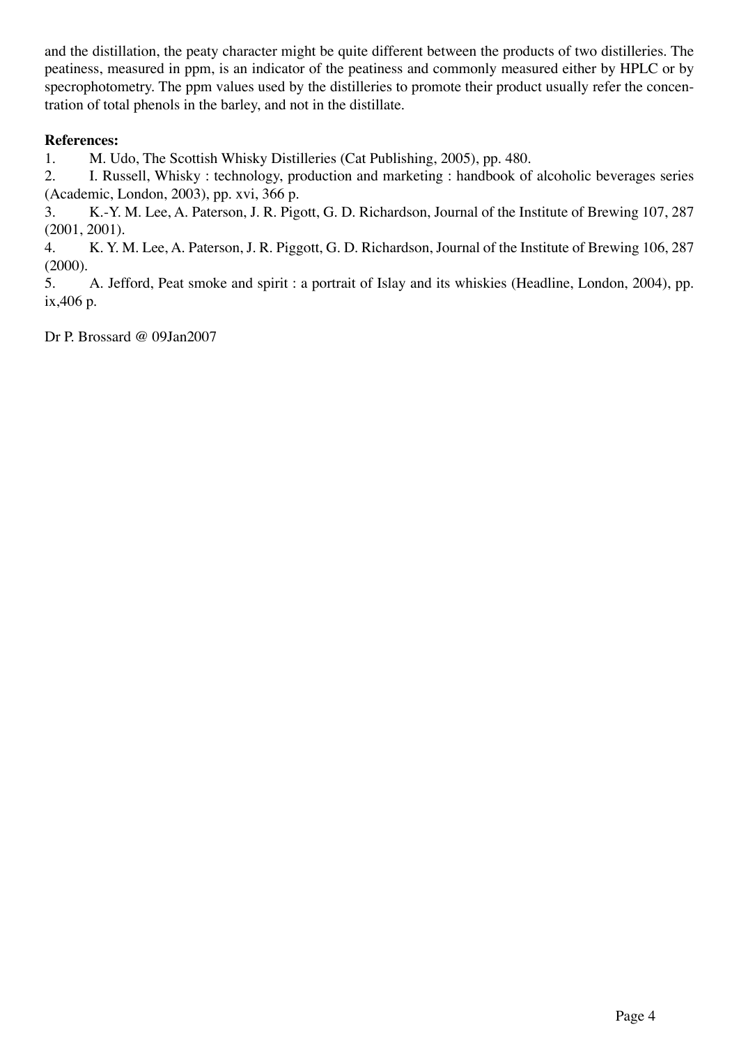and the distillation, the peaty character might be quite different between the products of two distilleries. The peatiness, measured in ppm, is an indicator of the peatiness and commonly measured either by HPLC or by specrophotometry. The ppm values used by the distilleries to promote their product usually refer the concentration of total phenols in the barley, and not in the distillate.

**References:**

1. M. Udo, The Scottish Whisky Distilleries (Cat Publishing, 2005), pp. 480.
2. I. Russell, Whisky : technology, production and marketing : handbook of alcoholic beverages series (Academic, London, 2003), pp. xvi, 366 p.
3. K.-Y. M. Lee, A. Paterson, J. R. Pigott, G. D. Richardson, Journal of the Institute of Brewing 107, 287 (2001, 2001).
4. K. Y. M. Lee, A. Paterson, J. R. Piggott, G. D. Richardson, Journal of the Institute of Brewing 106, 287 (2000).
5. A. Jefford, Peat smoke and spirit : a portrait of Islay and its whiskies (Headline, London, 2004), pp. ix,406 p.

Dr P. Brossard @ 09Jan2007